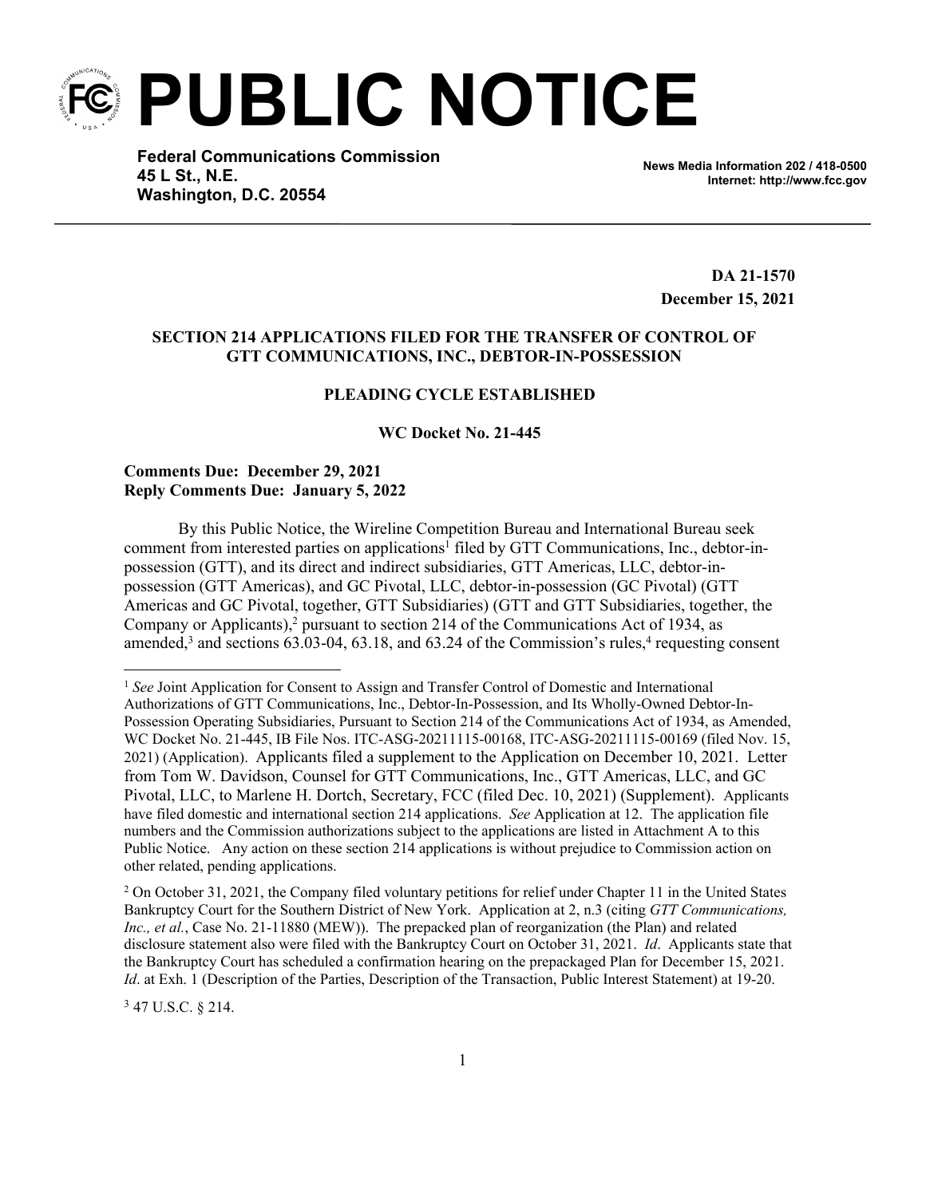# PUBLIC NOTICE

**Federal Communications Commission**
**45 L St., N.E.**
**Washington, D.C. 20554**

**News Media Information 202 / 418-0500**
**Internet: http://www.fcc.gov**

**DA 21-1570**
**December 15, 2021**

**SECTION 214 APPLICATIONS FILED FOR THE TRANSFER OF CONTROL OF GTT COMMUNICATIONS, INC., DEBTOR-IN-POSSESSION**

**PLEADING CYCLE ESTABLISHED**

**WC Docket No. 21-445**

**Comments Due: December 29, 2021**
**Reply Comments Due: January 5, 2022**

By this Public Notice, the Wireline Competition Bureau and International Bureau seek comment from interested parties on applications[1] filed by GTT Communications, Inc., debtor-in-possession (GTT), and its direct and indirect subsidiaries, GTT Americas, LLC, debtor-in-possession (GTT Americas), and GC Pivotal, LLC, debtor-in-possession (GC Pivotal) (GTT Americas and GC Pivotal, together, GTT Subsidiaries) (GTT and GTT Subsidiaries, together, the Company or Applicants),[2] pursuant to section 214 of the Communications Act of 1934, as amended,[3] and sections 63.03-04, 63.18, and 63.24 of the Commission's rules,[4] requesting consent

---

[1] *See* Joint Application for Consent to Assign and Transfer Control of Domestic and International Authorizations of GTT Communications, Inc., Debtor-In-Possession, and Its Wholly-Owned Debtor-In-Possession Operating Subsidiaries, Pursuant to Section 214 of the Communications Act of 1934, as Amended, WC Docket No. 21-445, IB File Nos. ITC-ASG-20211115-00168, ITC-ASG-20211115-00169 (filed Nov. 15, 2021) (Application). Applicants filed a supplement to the Application on December 10, 2021. Letter from Tom W. Davidson, Counsel for GTT Communications, Inc., GTT Americas, LLC, and GC Pivotal, LLC, to Marlene H. Dortch, Secretary, FCC (filed Dec. 10, 2021) (Supplement). Applicants have filed domestic and international section 214 applications. *See* Application at 12. The application file numbers and the Commission authorizations subject to the applications are listed in Attachment A to this Public Notice. Any action on these section 214 applications is without prejudice to Commission action on other related, pending applications.

[2] On October 31, 2021, the Company filed voluntary petitions for relief under Chapter 11 in the United States Bankruptcy Court for the Southern District of New York. Application at 2, n.3 (citing *GTT Communications, Inc., et al.*, Case No. 21-11880 (MEW)). The prepacked plan of reorganization (the Plan) and related disclosure statement also were filed with the Bankruptcy Court on October 31, 2021. *Id*. Applicants state that the Bankruptcy Court has scheduled a confirmation hearing on the prepackaged Plan for December 15, 2021. *Id*. at Exh. 1 (Description of the Parties, Description of the Transaction, Public Interest Statement) at 19-20.

[3] 47 U.S.C. § 214.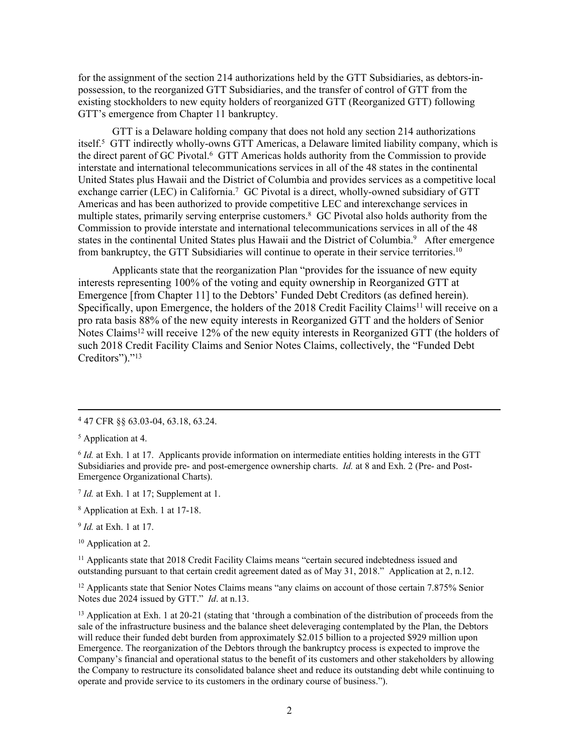for the assignment of the section 214 authorizations held by the GTT Subsidiaries, as debtors-in-possession, to the reorganized GTT Subsidiaries, and the transfer of control of GTT from the existing stockholders to new equity holders of reorganized GTT (Reorganized GTT) following GTT's emergence from Chapter 11 bankruptcy.

GTT is a Delaware holding company that does not hold any section 214 authorizations itself.[5] GTT indirectly wholly-owns GTT Americas, a Delaware limited liability company, which is the direct parent of GC Pivotal.[6] GTT Americas holds authority from the Commission to provide interstate and international telecommunications services in all of the 48 states in the continental United States plus Hawaii and the District of Columbia and provides services as a competitive local exchange carrier (LEC) in California.[7] GC Pivotal is a direct, wholly-owned subsidiary of GTT Americas and has been authorized to provide competitive LEC and interexchange services in multiple states, primarily serving enterprise customers.[8] GC Pivotal also holds authority from the Commission to provide interstate and international telecommunications services in all of the 48 states in the continental United States plus Hawaii and the District of Columbia.[9] After emergence from bankruptcy, the GTT Subsidiaries will continue to operate in their service territories.[10]

Applicants state that the reorganization Plan "provides for the issuance of new equity interests representing 100% of the voting and equity ownership in Reorganized GTT at Emergence [from Chapter 11] to the Debtors' Funded Debt Creditors (as defined herein). Specifically, upon Emergence, the holders of the 2018 Credit Facility Claims[11] will receive on a pro rata basis 88% of the new equity interests in Reorganized GTT and the holders of Senior Notes Claims[12] will receive 12% of the new equity interests in Reorganized GTT (the holders of such 2018 Credit Facility Claims and Senior Notes Claims, collectively, the "Funded Debt Creditors")."[13]

---

[4] 47 CFR §§ 63.03-04, 63.18, 63.24.

[5] Application at 4.

[6] *Id.* at Exh. 1 at 17. Applicants provide information on intermediate entities holding interests in the GTT Subsidiaries and provide pre- and post-emergence ownership charts. *Id.* at 8 and Exh. 2 (Pre- and Post-Emergence Organizational Charts).

[7] *Id.* at Exh. 1 at 17; Supplement at 1.

[8] Application at Exh. 1 at 17-18.

[9] *Id.* at Exh. 1 at 17.

[10] Application at 2.

[11] Applicants state that 2018 Credit Facility Claims means "certain secured indebtedness issued and outstanding pursuant to that certain credit agreement dated as of May 31, 2018." Application at 2, n.12.

[12] Applicants state that Senior Notes Claims means "any claims on account of those certain 7.875% Senior Notes due 2024 issued by GTT." *Id*. at n.13.

[13] Application at Exh. 1 at 20-21 (stating that 'through a combination of the distribution of proceeds from the sale of the infrastructure business and the balance sheet deleveraging contemplated by the Plan, the Debtors will reduce their funded debt burden from approximately $2.015 billion to a projected $929 million upon Emergence. The reorganization of the Debtors through the bankruptcy process is expected to improve the Company's financial and operational status to the benefit of its customers and other stakeholders by allowing the Company to restructure its consolidated balance sheet and reduce its outstanding debt while continuing to operate and provide service to its customers in the ordinary course of business.").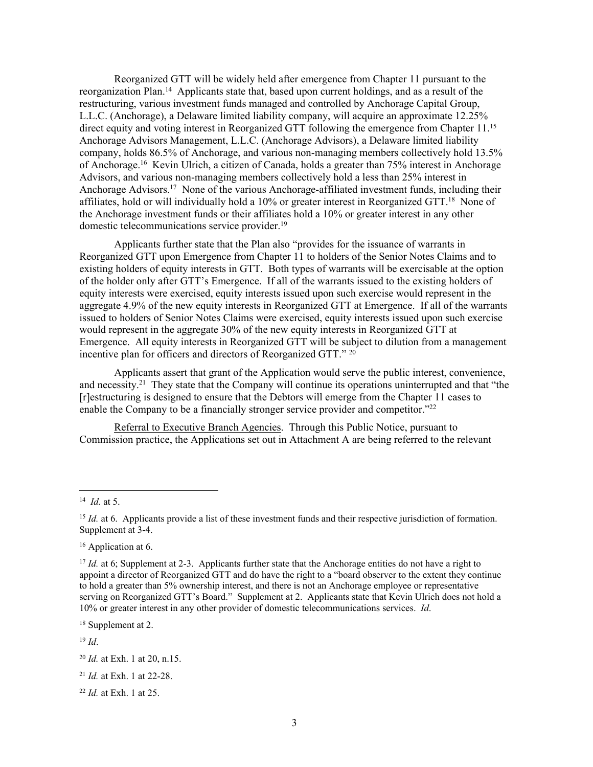Reorganized GTT will be widely held after emergence from Chapter 11 pursuant to the reorganization Plan.[14] Applicants state that, based upon current holdings, and as a result of the restructuring, various investment funds managed and controlled by Anchorage Capital Group, L.L.C. (Anchorage), a Delaware limited liability company, will acquire an approximate 12.25% direct equity and voting interest in Reorganized GTT following the emergence from Chapter 11.[15] Anchorage Advisors Management, L.L.C. (Anchorage Advisors), a Delaware limited liability company, holds 86.5% of Anchorage, and various non-managing members collectively hold 13.5% of Anchorage.[16] Kevin Ulrich, a citizen of Canada, holds a greater than 75% interest in Anchorage Advisors, and various non-managing members collectively hold a less than 25% interest in Anchorage Advisors.[17] None of the various Anchorage-affiliated investment funds, including their affiliates, hold or will individually hold a 10% or greater interest in Reorganized GTT.[18] None of the Anchorage investment funds or their affiliates hold a 10% or greater interest in any other domestic telecommunications service provider.[19]

Applicants further state that the Plan also "provides for the issuance of warrants in Reorganized GTT upon Emergence from Chapter 11 to holders of the Senior Notes Claims and to existing holders of equity interests in GTT. Both types of warrants will be exercisable at the option of the holder only after GTT's Emergence. If all of the warrants issued to the existing holders of equity interests were exercised, equity interests issued upon such exercise would represent in the aggregate 4.9% of the new equity interests in Reorganized GTT at Emergence. If all of the warrants issued to holders of Senior Notes Claims were exercised, equity interests issued upon such exercise would represent in the aggregate 30% of the new equity interests in Reorganized GTT at Emergence. All equity interests in Reorganized GTT will be subject to dilution from a management incentive plan for officers and directors of Reorganized GTT." [20]

Applicants assert that grant of the Application would serve the public interest, convenience, and necessity.[21] They state that the Company will continue its operations uninterrupted and that "the [r]estructuring is designed to ensure that the Debtors will emerge from the Chapter 11 cases to enable the Company to be a financially stronger service provider and competitor."[22]

Referral to Executive Branch Agencies. Through this Public Notice, pursuant to Commission practice, the Applications set out in Attachment A are being referred to the relevant

---

[14] *Id.* at 5.

[15] *Id.* at 6. Applicants provide a list of these investment funds and their respective jurisdiction of formation. Supplement at 3-4.

[16] Application at 6.

[17] *Id.* at 6; Supplement at 2-3. Applicants further state that the Anchorage entities do not have a right to appoint a director of Reorganized GTT and do have the right to a "board observer to the extent they continue to hold a greater than 5% ownership interest, and there is not an Anchorage employee or representative serving on Reorganized GTT's Board." Supplement at 2. Applicants state that Kevin Ulrich does not hold a 10% or greater interest in any other provider of domestic telecommunications services. *Id*.

[18] Supplement at 2.

[19] *Id*.

[20] *Id.* at Exh. 1 at 20, n.15.

[21] *Id.* at Exh. 1 at 22-28.

[22] *Id.* at Exh. 1 at 25.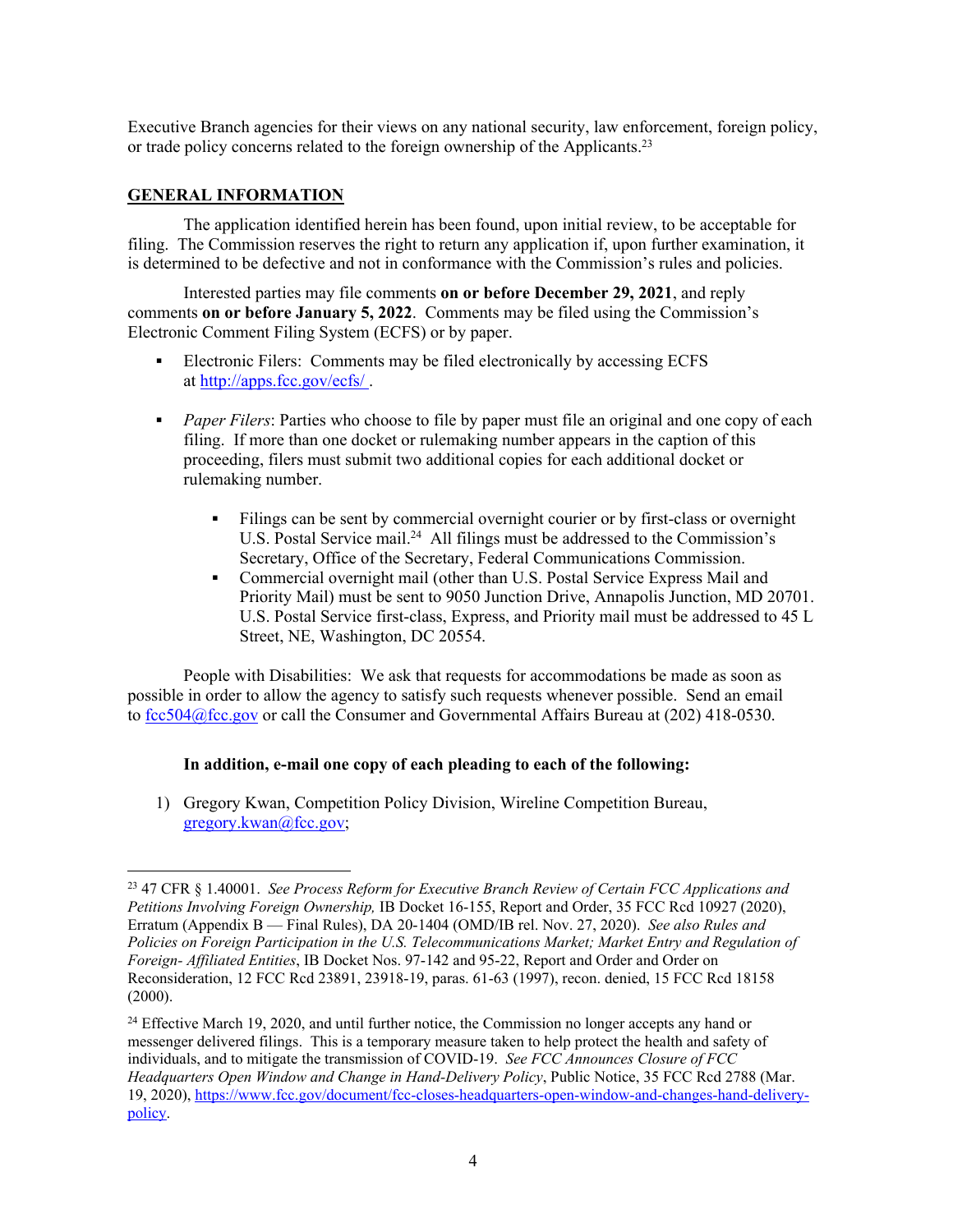Executive Branch agencies for their views on any national security, law enforcement, foreign policy, or trade policy concerns related to the foreign ownership of the Applicants.[23]

**GENERAL INFORMATION**

The application identified herein has been found, upon initial review, to be acceptable for filing. The Commission reserves the right to return any application if, upon further examination, it is determined to be defective and not in conformance with the Commission's rules and policies.

Interested parties may file comments **on or before December 29, 2021**, and reply comments **on or before January 5, 2022**. Comments may be filed using the Commission's Electronic Comment Filing System (ECFS) or by paper.

- Electronic Filers: Comments may be filed electronically by accessing ECFS at http://apps.fcc.gov/ecfs/ .
- *Paper Filers*: Parties who choose to file by paper must file an original and one copy of each filing. If more than one docket or rulemaking number appears in the caption of this proceeding, filers must submit two additional copies for each additional docket or rulemaking number.
  - Filings can be sent by commercial overnight courier or by first-class or overnight U.S. Postal Service mail.[24] All filings must be addressed to the Commission's Secretary, Office of the Secretary, Federal Communications Commission.
  - Commercial overnight mail (other than U.S. Postal Service Express Mail and Priority Mail) must be sent to 9050 Junction Drive, Annapolis Junction, MD 20701. U.S. Postal Service first-class, Express, and Priority mail must be addressed to 45 L Street, NE, Washington, DC 20554.

People with Disabilities: We ask that requests for accommodations be made as soon as possible in order to allow the agency to satisfy such requests whenever possible. Send an email to fcc504@fcc.gov or call the Consumer and Governmental Affairs Bureau at (202) 418-0530.

**In addition, e-mail one copy of each pleading to each of the following:**

1) Gregory Kwan, Competition Policy Division, Wireline Competition Bureau, gregory.kwan@fcc.gov;

---

[23] 47 CFR § 1.40001. *See Process Reform for Executive Branch Review of Certain FCC Applications and Petitions Involving Foreign Ownership,* IB Docket 16-155, Report and Order, 35 FCC Rcd 10927 (2020), Erratum (Appendix B — Final Rules), DA 20-1404 (OMD/IB rel. Nov. 27, 2020). *See also Rules and Policies on Foreign Participation in the U.S. Telecommunications Market; Market Entry and Regulation of Foreign- Affiliated Entities*, IB Docket Nos. 97-142 and 95-22, Report and Order and Order on Reconsideration, 12 FCC Rcd 23891, 23918-19, paras. 61-63 (1997), recon. denied, 15 FCC Rcd 18158 (2000).

[24] Effective March 19, 2020, and until further notice, the Commission no longer accepts any hand or messenger delivered filings. This is a temporary measure taken to help protect the health and safety of individuals, and to mitigate the transmission of COVID-19. *See FCC Announces Closure of FCC Headquarters Open Window and Change in Hand-Delivery Policy*, Public Notice, 35 FCC Rcd 2788 (Mar. 19, 2020), https://www.fcc.gov/document/fcc-closes-headquarters-open-window-and-changes-hand-delivery-policy.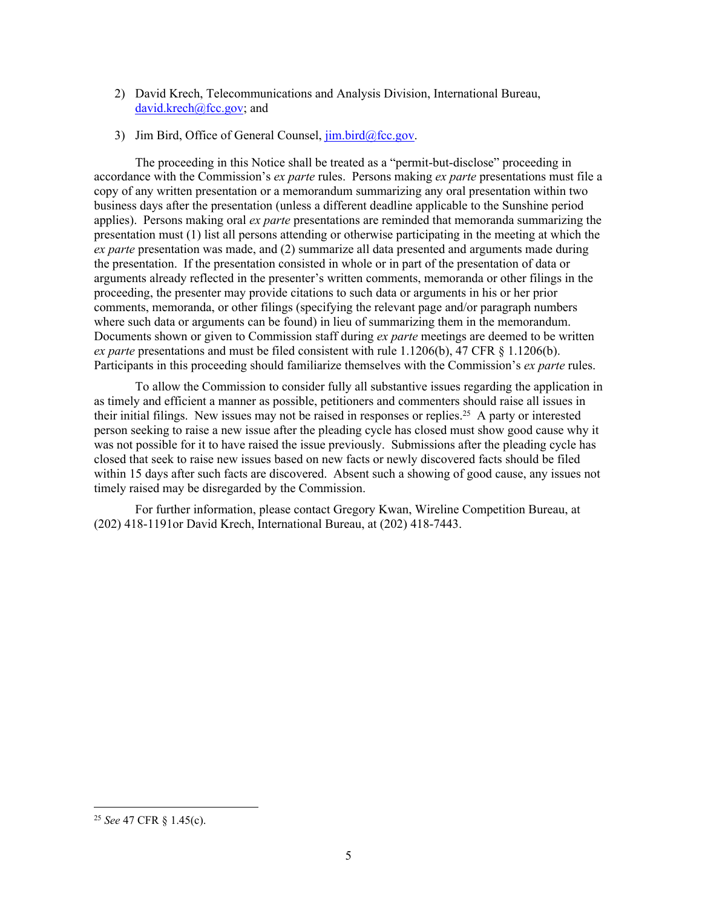2) David Krech, Telecommunications and Analysis Division, International Bureau, david.krech@fcc.gov; and

3) Jim Bird, Office of General Counsel, jim.bird@fcc.gov.

The proceeding in this Notice shall be treated as a "permit-but-disclose" proceeding in accordance with the Commission's *ex parte* rules. Persons making *ex parte* presentations must file a copy of any written presentation or a memorandum summarizing any oral presentation within two business days after the presentation (unless a different deadline applicable to the Sunshine period applies). Persons making oral *ex parte* presentations are reminded that memoranda summarizing the presentation must (1) list all persons attending or otherwise participating in the meeting at which the *ex parte* presentation was made, and (2) summarize all data presented and arguments made during the presentation. If the presentation consisted in whole or in part of the presentation of data or arguments already reflected in the presenter's written comments, memoranda or other filings in the proceeding, the presenter may provide citations to such data or arguments in his or her prior comments, memoranda, or other filings (specifying the relevant page and/or paragraph numbers where such data or arguments can be found) in lieu of summarizing them in the memorandum. Documents shown or given to Commission staff during *ex parte* meetings are deemed to be written *ex parte* presentations and must be filed consistent with rule 1.1206(b), 47 CFR § 1.1206(b). Participants in this proceeding should familiarize themselves with the Commission's *ex parte* rules.

To allow the Commission to consider fully all substantive issues regarding the application in as timely and efficient a manner as possible, petitioners and commenters should raise all issues in their initial filings. New issues may not be raised in responses or replies.[25] A party or interested person seeking to raise a new issue after the pleading cycle has closed must show good cause why it was not possible for it to have raised the issue previously. Submissions after the pleading cycle has closed that seek to raise new issues based on new facts or newly discovered facts should be filed within 15 days after such facts are discovered. Absent such a showing of good cause, any issues not timely raised may be disregarded by the Commission.

For further information, please contact Gregory Kwan, Wireline Competition Bureau, at (202) 418-1191or David Krech, International Bureau, at (202) 418-7443.

---

[25] *See* 47 CFR § 1.45(c).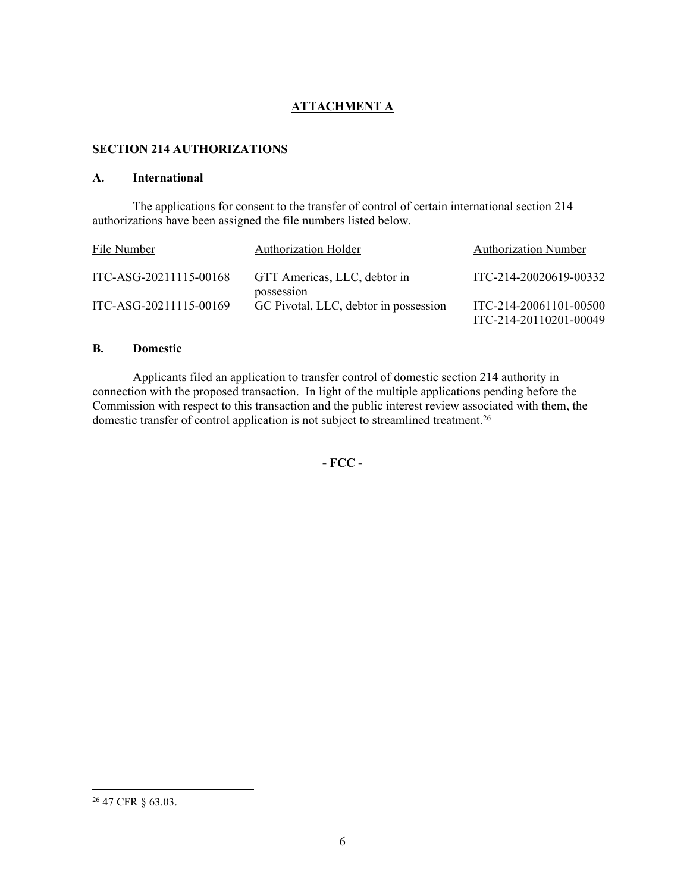## ATTACHMENT A

### SECTION 214 AUTHORIZATIONS

#### A. International

The applications for consent to the transfer of control of certain international section 214 authorizations have been assigned the file numbers listed below.

| File Number | Authorization Holder | Authorization Number |
|---|---|---|
| ITC-ASG-20211115-00168 | GTT Americas, LLC, debtor in possession | ITC-214-20020619-00332 |
| ITC-ASG-20211115-00169 | GC Pivotal, LLC, debtor in possession | ITC-214-20061101-00500<br>ITC-214-20110201-00049 |

#### B. Domestic

Applicants filed an application to transfer control of domestic section 214 authority in connection with the proposed transaction. In light of the multiple applications pending before the Commission with respect to this transaction and the public interest review associated with them, the domestic transfer of control application is not subject to streamlined treatment.[26]

**- FCC -**

---

[26] 47 CFR § 63.03.